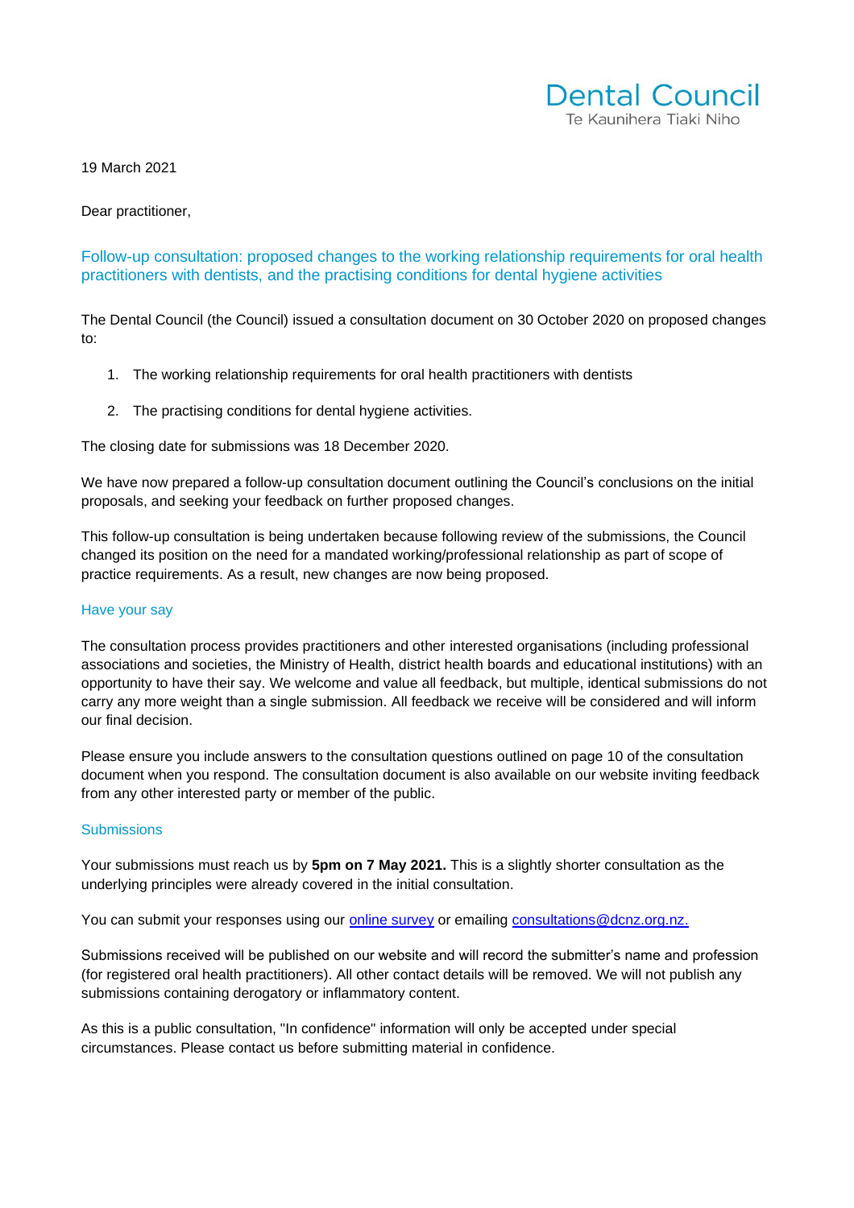Dental Council
Te Kaunihera Tiaki Niho

19 March 2021

Dear practitioner,

## Follow-up consultation: proposed changes to the working relationship requirements for oral health practitioners with dentists, and the practising conditions for dental hygiene activities

The Dental Council (the Council) issued a consultation document on 30 October 2020 on proposed changes to:

1. The working relationship requirements for oral health practitioners with dentists
2. The practising conditions for dental hygiene activities.

The closing date for submissions was 18 December 2020.

We have now prepared a follow-up consultation document outlining the Council's conclusions on the initial proposals, and seeking your feedback on further proposed changes.

This follow-up consultation is being undertaken because following review of the submissions, the Council changed its position on the need for a mandated working/professional relationship as part of scope of practice requirements. As a result, new changes are now being proposed.

### Have your say

The consultation process provides practitioners and other interested organisations (including professional associations and societies, the Ministry of Health, district health boards and educational institutions) with an opportunity to have their say. We welcome and value all feedback, but multiple, identical submissions do not carry any more weight than a single submission. All feedback we receive will be considered and will inform our final decision.

Please ensure you include answers to the consultation questions outlined on page 10 of the consultation document when you respond. The consultation document is also available on our website inviting feedback from any other interested party or member of the public.

### Submissions

Your submissions must reach us by **5pm on 7 May 2021.** This is a slightly shorter consultation as the underlying principles were already covered in the initial consultation.

You can submit your responses using our online survey or emailing consultations@dcnz.org.nz.

Submissions received will be published on our website and will record the submitter's name and profession (for registered oral health practitioners). All other contact details will be removed. We will not publish any submissions containing derogatory or inflammatory content.

As this is a public consultation, "In confidence" information will only be accepted under special circumstances. Please contact us before submitting material in confidence.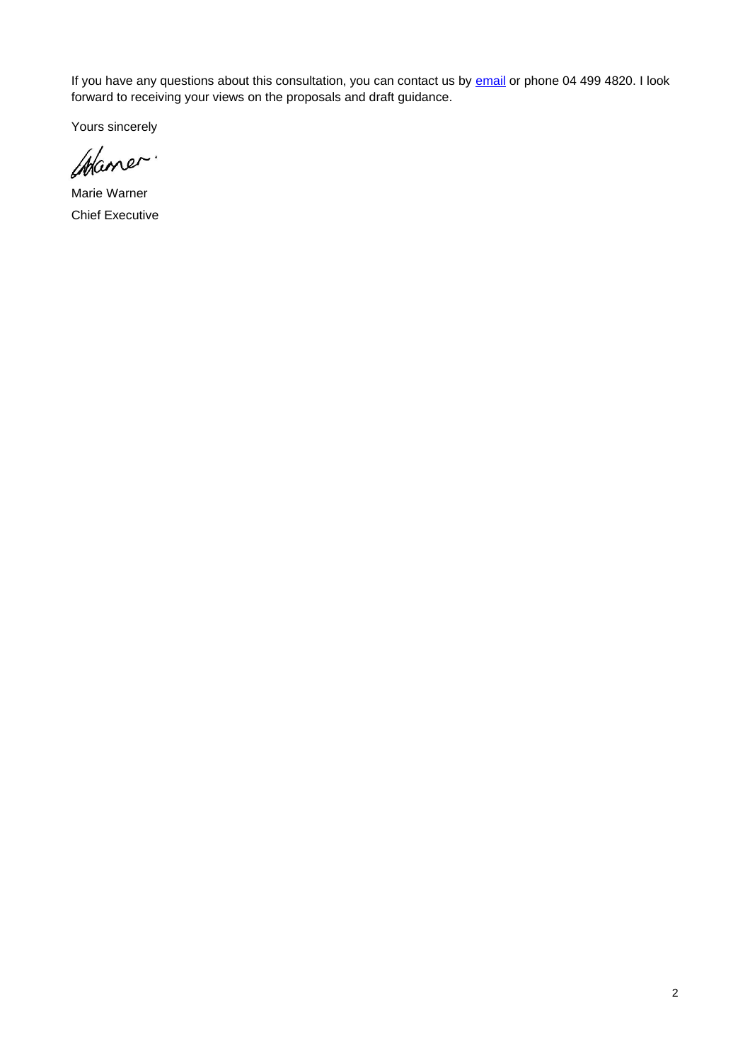If you have any questions about this consultation, you can contact us by email or phone 04 499 4820. I look forward to receiving your views on the proposals and draft guidance.

Yours sincerely

Marie Warner

Chief Executive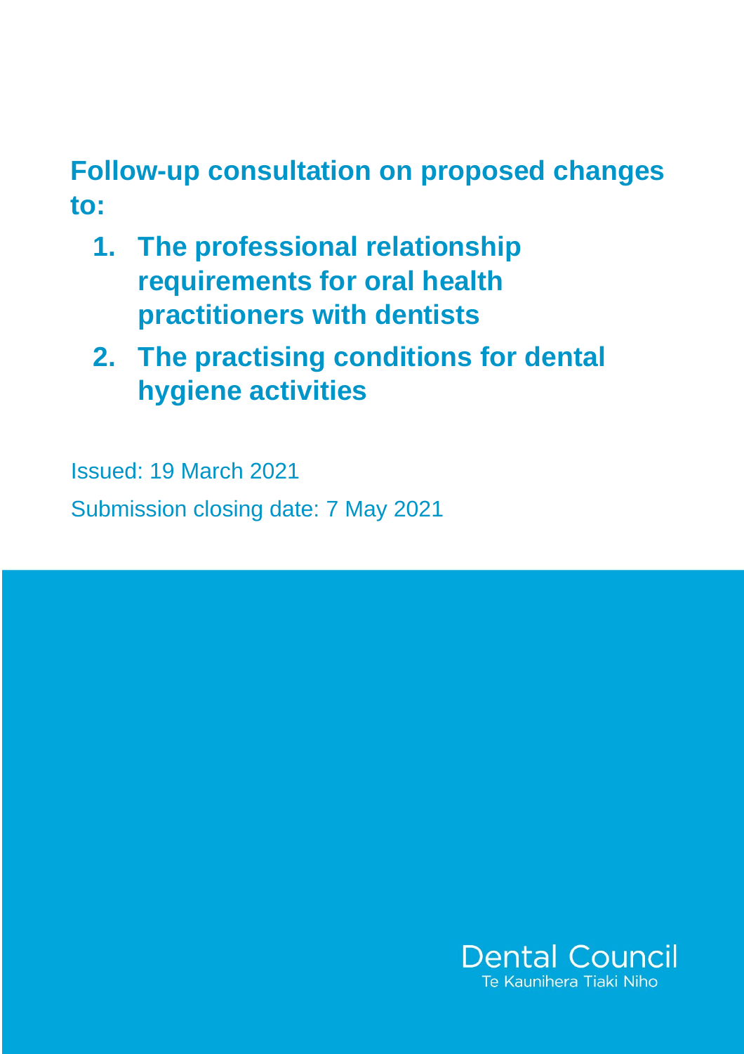# Follow-up consultation on proposed changes to:

1. **The professional relationship requirements for oral health practitioners with dentists**
2. **The practising conditions for dental hygiene activities**

Issued: 19 March 2021

Submission closing date: 7 May 2021

Dental Council
Te Kaunihera Tiaki Niho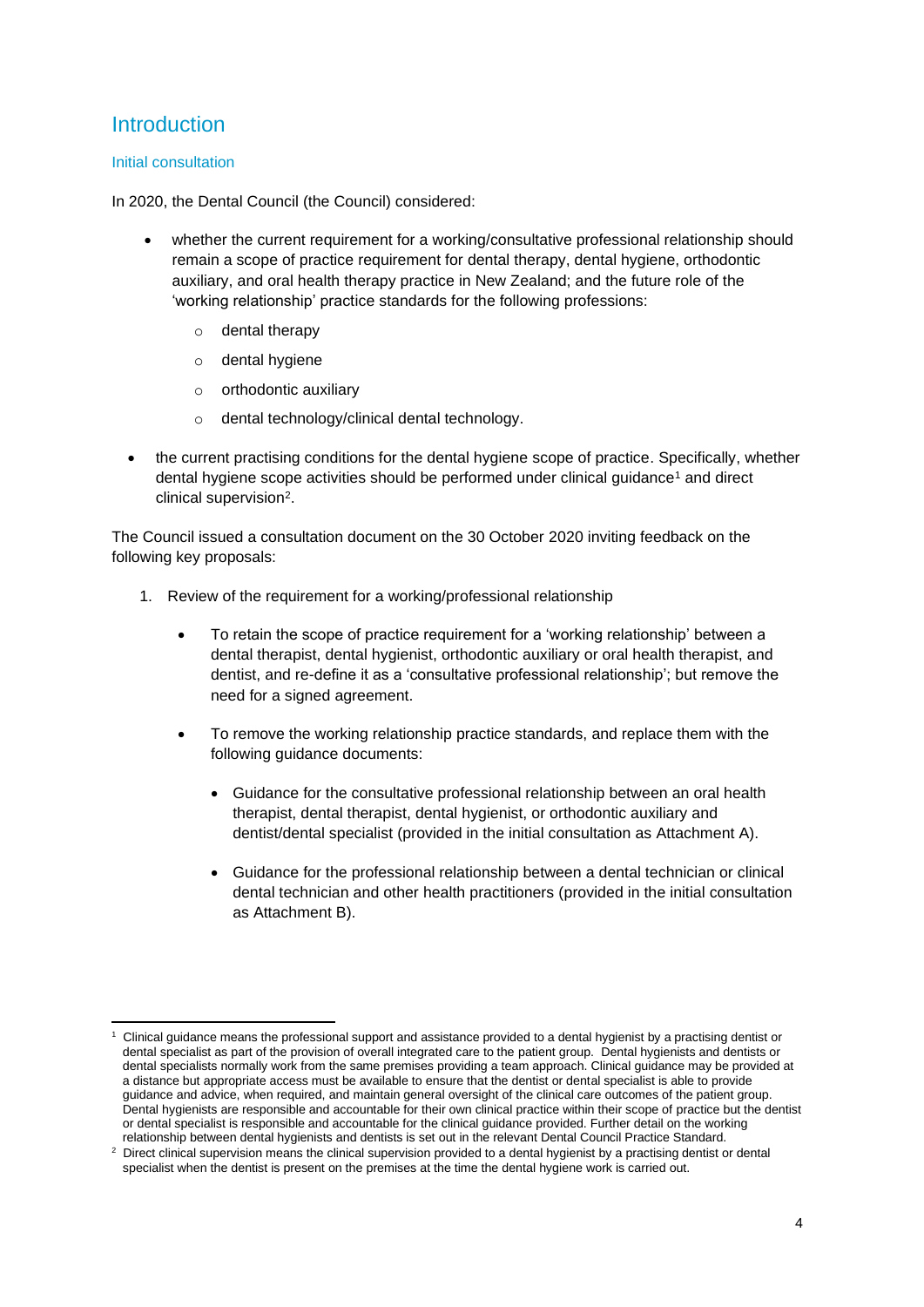## Introduction

### Initial consultation

In 2020, the Dental Council (the Council) considered:

- whether the current requirement for a working/consultative professional relationship should remain a scope of practice requirement for dental therapy, dental hygiene, orthodontic auxiliary, and oral health therapy practice in New Zealand; and the future role of the 'working relationship' practice standards for the following professions:
  - dental therapy
  - dental hygiene
  - orthodontic auxiliary
  - dental technology/clinical dental technology.
- the current practising conditions for the dental hygiene scope of practice. Specifically, whether dental hygiene scope activities should be performed under clinical guidance[1] and direct clinical supervision[2].

The Council issued a consultation document on the 30 October 2020 inviting feedback on the following key proposals:

1. Review of the requirement for a working/professional relationship
   - To retain the scope of practice requirement for a 'working relationship' between a dental therapist, dental hygienist, orthodontic auxiliary or oral health therapist, and dentist, and re-define it as a 'consultative professional relationship'; but remove the need for a signed agreement.
   - To remove the working relationship practice standards, and replace them with the following guidance documents:
     - Guidance for the consultative professional relationship between an oral health therapist, dental therapist, dental hygienist, or orthodontic auxiliary and dentist/dental specialist (provided in the initial consultation as Attachment A).
     - Guidance for the professional relationship between a dental technician or clinical dental technician and other health practitioners (provided in the initial consultation as Attachment B).

---

[1] Clinical guidance means the professional support and assistance provided to a dental hygienist by a practising dentist or dental specialist as part of the provision of overall integrated care to the patient group. Dental hygienists and dentists or dental specialists normally work from the same premises providing a team approach. Clinical guidance may be provided at a distance but appropriate access must be available to ensure that the dentist or dental specialist is able to provide guidance and advice, when required, and maintain general oversight of the clinical care outcomes of the patient group. Dental hygienists are responsible and accountable for their own clinical practice within their scope of practice but the dentist or dental specialist is responsible and accountable for the clinical guidance provided. Further detail on the working relationship between dental hygienists and dentists is set out in the relevant Dental Council Practice Standard.

[2] Direct clinical supervision means the clinical supervision provided to a dental hygienist by a practising dentist or dental specialist when the dentist is present on the premises at the time the dental hygiene work is carried out.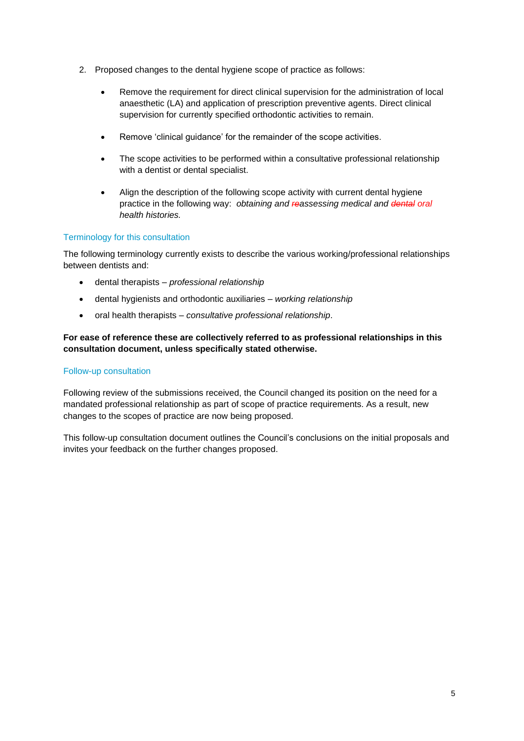2. Proposed changes to the dental hygiene scope of practice as follows:

    - Remove the requirement for direct clinical supervision for the administration of local anaesthetic (LA) and application of prescription preventive agents. Direct clinical supervision for currently specified orthodontic activities to remain.

    - Remove 'clinical guidance' for the remainder of the scope activities.

    - The scope activities to be performed within a consultative professional relationship with a dentist or dental specialist.

    - Align the description of the following scope activity with current dental hygiene practice in the following way: *obtaining and ~~re~~assessing medical and ~~dental~~ oral health histories.*

## Terminology for this consultation

The following terminology currently exists to describe the various working/professional relationships between dentists and:

- dental therapists – *professional relationship*
- dental hygienists and orthodontic auxiliaries – *working relationship*
- oral health therapists – *consultative professional relationship*.

**For ease of reference these are collectively referred to as professional relationships in this consultation document, unless specifically stated otherwise.**

## Follow-up consultation

Following review of the submissions received, the Council changed its position on the need for a mandated professional relationship as part of scope of practice requirements. As a result, new changes to the scopes of practice are now being proposed.

This follow-up consultation document outlines the Council's conclusions on the initial proposals and invites your feedback on the further changes proposed.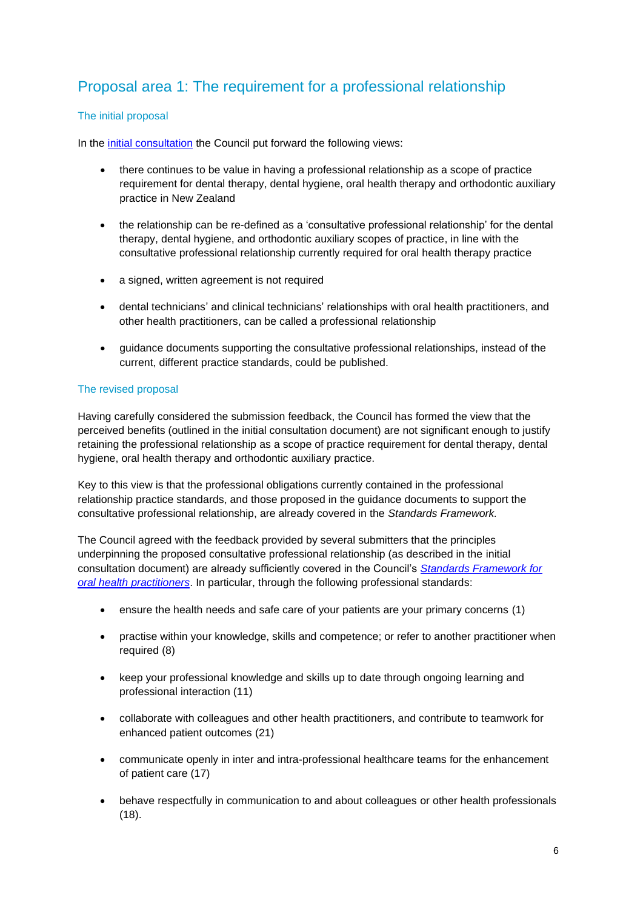## Proposal area 1: The requirement for a professional relationship

### The initial proposal

In the [initial consultation](initial consultation) the Council put forward the following views:

- there continues to be value in having a professional relationship as a scope of practice requirement for dental therapy, dental hygiene, oral health therapy and orthodontic auxiliary practice in New Zealand
- the relationship can be re-defined as a 'consultative professional relationship' for the dental therapy, dental hygiene, and orthodontic auxiliary scopes of practice, in line with the consultative professional relationship currently required for oral health therapy practice
- a signed, written agreement is not required
- dental technicians' and clinical technicians' relationships with oral health practitioners, and other health practitioners, can be called a professional relationship
- guidance documents supporting the consultative professional relationships, instead of the current, different practice standards, could be published.

### The revised proposal

Having carefully considered the submission feedback, the Council has formed the view that the perceived benefits (outlined in the initial consultation document) are not significant enough to justify retaining the professional relationship as a scope of practice requirement for dental therapy, dental hygiene, oral health therapy and orthodontic auxiliary practice.

Key to this view is that the professional obligations currently contained in the professional relationship practice standards, and those proposed in the guidance documents to support the consultative professional relationship, are already covered in the *Standards Framework.*

The Council agreed with the feedback provided by several submitters that the principles underpinning the proposed consultative professional relationship (as described in the initial consultation document) are already sufficiently covered in the Council's *Standards Framework for oral health practitioners*. In particular, through the following professional standards:

- ensure the health needs and safe care of your patients are your primary concerns (1)
- practise within your knowledge, skills and competence; or refer to another practitioner when required (8)
- keep your professional knowledge and skills up to date through ongoing learning and professional interaction (11)
- collaborate with colleagues and other health practitioners, and contribute to teamwork for enhanced patient outcomes (21)
- communicate openly in inter and intra-professional healthcare teams for the enhancement of patient care (17)
- behave respectfully in communication to and about colleagues or other health professionals (18).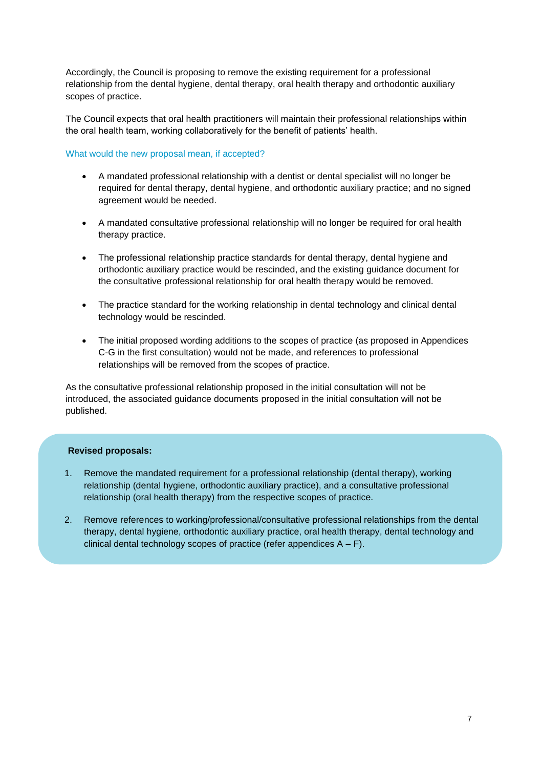Accordingly, the Council is proposing to remove the existing requirement for a professional relationship from the dental hygiene, dental therapy, oral health therapy and orthodontic auxiliary scopes of practice.

The Council expects that oral health practitioners will maintain their professional relationships within the oral health team, working collaboratively for the benefit of patients' health.

### What would the new proposal mean, if accepted?

- A mandated professional relationship with a dentist or dental specialist will no longer be required for dental therapy, dental hygiene, and orthodontic auxiliary practice; and no signed agreement would be needed.
- A mandated consultative professional relationship will no longer be required for oral health therapy practice.
- The professional relationship practice standards for dental therapy, dental hygiene and orthodontic auxiliary practice would be rescinded, and the existing guidance document for the consultative professional relationship for oral health therapy would be removed.
- The practice standard for the working relationship in dental technology and clinical dental technology would be rescinded.
- The initial proposed wording additions to the scopes of practice (as proposed in Appendices C-G in the first consultation) would not be made, and references to professional relationships will be removed from the scopes of practice.

As the consultative professional relationship proposed in the initial consultation will not be introduced, the associated guidance documents proposed in the initial consultation will not be published.

**Revised proposals:**

1. Remove the mandated requirement for a professional relationship (dental therapy), working relationship (dental hygiene, orthodontic auxiliary practice), and a consultative professional relationship (oral health therapy) from the respective scopes of practice.
2. Remove references to working/professional/consultative professional relationships from the dental therapy, dental hygiene, orthodontic auxiliary practice, oral health therapy, dental technology and clinical dental technology scopes of practice (refer appendices A – F).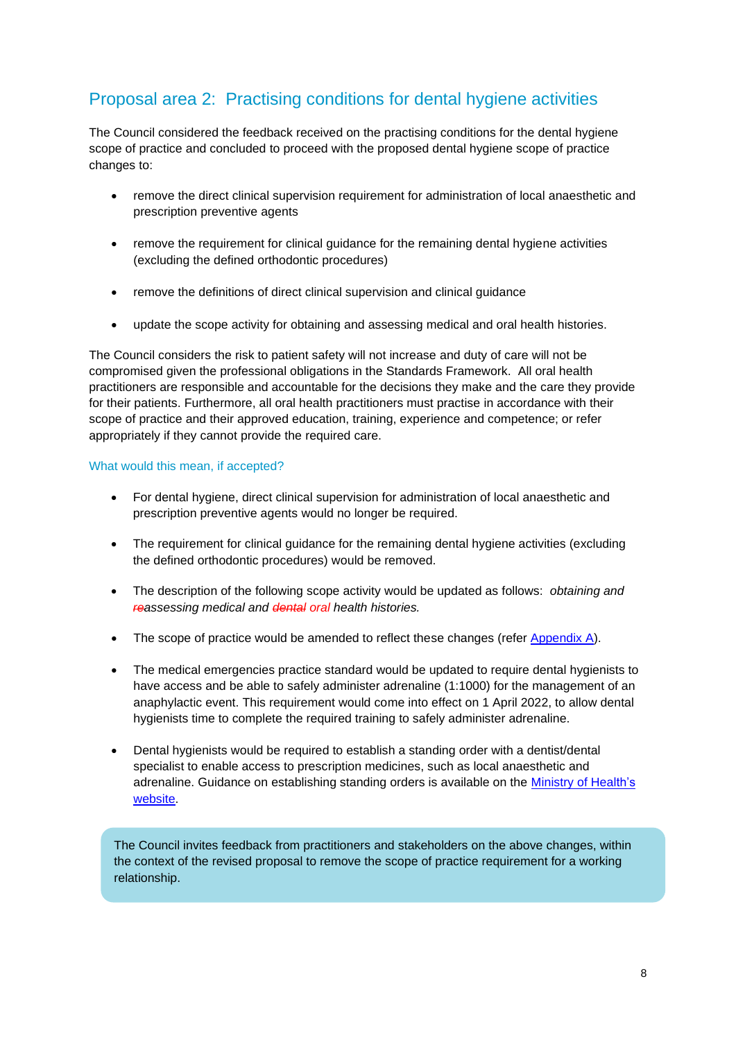## Proposal area 2: Practising conditions for dental hygiene activities

The Council considered the feedback received on the practising conditions for the dental hygiene scope of practice and concluded to proceed with the proposed dental hygiene scope of practice changes to:

- remove the direct clinical supervision requirement for administration of local anaesthetic and prescription preventive agents
- remove the requirement for clinical guidance for the remaining dental hygiene activities (excluding the defined orthodontic procedures)
- remove the definitions of direct clinical supervision and clinical guidance
- update the scope activity for obtaining and assessing medical and oral health histories.

The Council considers the risk to patient safety will not increase and duty of care will not be compromised given the professional obligations in the Standards Framework. All oral health practitioners are responsible and accountable for the decisions they make and the care they provide for their patients. Furthermore, all oral health practitioners must practise in accordance with their scope of practice and their approved education, training, experience and competence; or refer appropriately if they cannot provide the required care.

### What would this mean, if accepted?

- For dental hygiene, direct clinical supervision for administration of local anaesthetic and prescription preventive agents would no longer be required.
- The requirement for clinical guidance for the remaining dental hygiene activities (excluding the defined orthodontic procedures) would be removed.
- The description of the following scope activity would be updated as follows: *obtaining and ~~re~~assessing medical and ~~dental~~ oral health histories.*
- The scope of practice would be amended to reflect these changes (refer [Appendix A](#)).
- The medical emergencies practice standard would be updated to require dental hygienists to have access and be able to safely administer adrenaline (1:1000) for the management of an anaphylactic event. This requirement would come into effect on 1 April 2022, to allow dental hygienists time to complete the required training to safely administer adrenaline.
- Dental hygienists would be required to establish a standing order with a dentist/dental specialist to enable access to prescription medicines, such as local anaesthetic and adrenaline. Guidance on establishing standing orders is available on the [Ministry of Health's website](#).

The Council invites feedback from practitioners and stakeholders on the above changes, within the context of the revised proposal to remove the scope of practice requirement for a working relationship.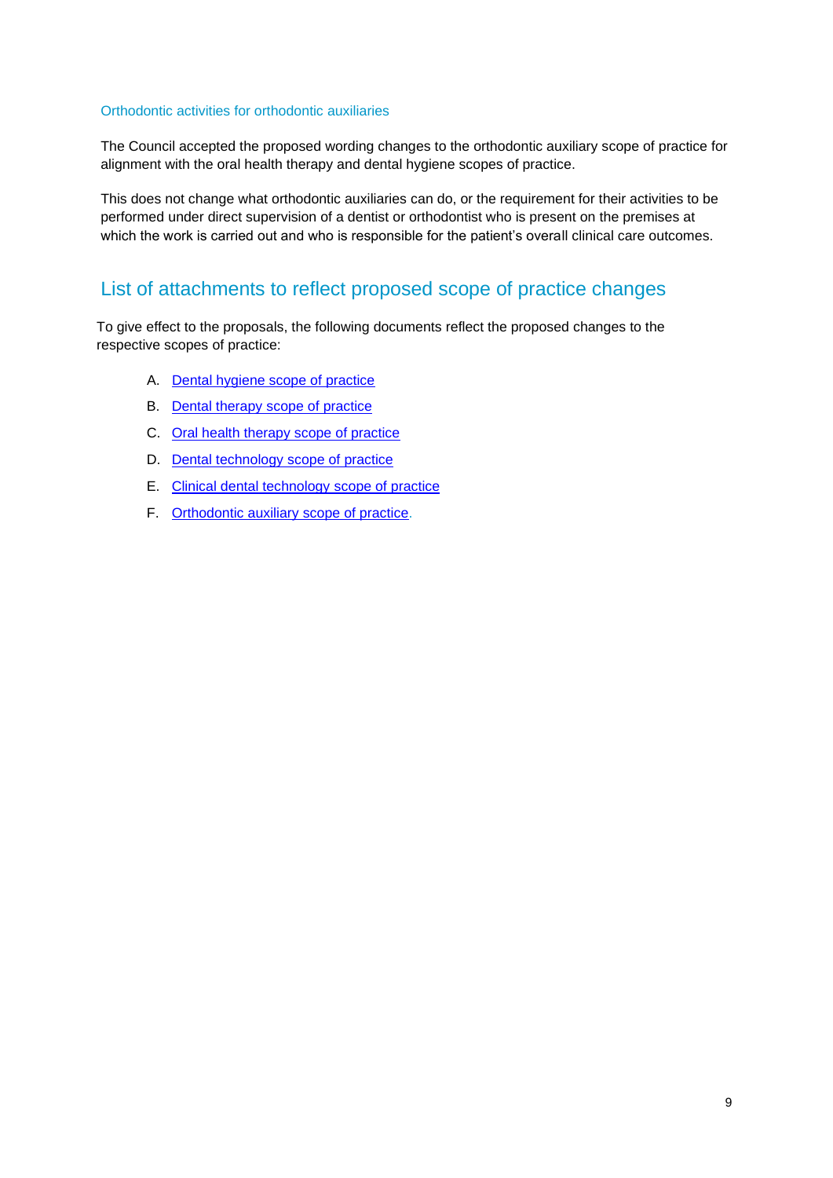### Orthodontic activities for orthodontic auxiliaries

The Council accepted the proposed wording changes to the orthodontic auxiliary scope of practice for alignment with the oral health therapy and dental hygiene scopes of practice.

This does not change what orthodontic auxiliaries can do, or the requirement for their activities to be performed under direct supervision of a dentist or orthodontist who is present on the premises at which the work is carried out and who is responsible for the patient's overall clinical care outcomes.

## List of attachments to reflect proposed scope of practice changes

To give effect to the proposals, the following documents reflect the proposed changes to the respective scopes of practice:

A. Dental hygiene scope of practice
B. Dental therapy scope of practice
C. Oral health therapy scope of practice
D. Dental technology scope of practice
E. Clinical dental technology scope of practice
F. Orthodontic auxiliary scope of practice.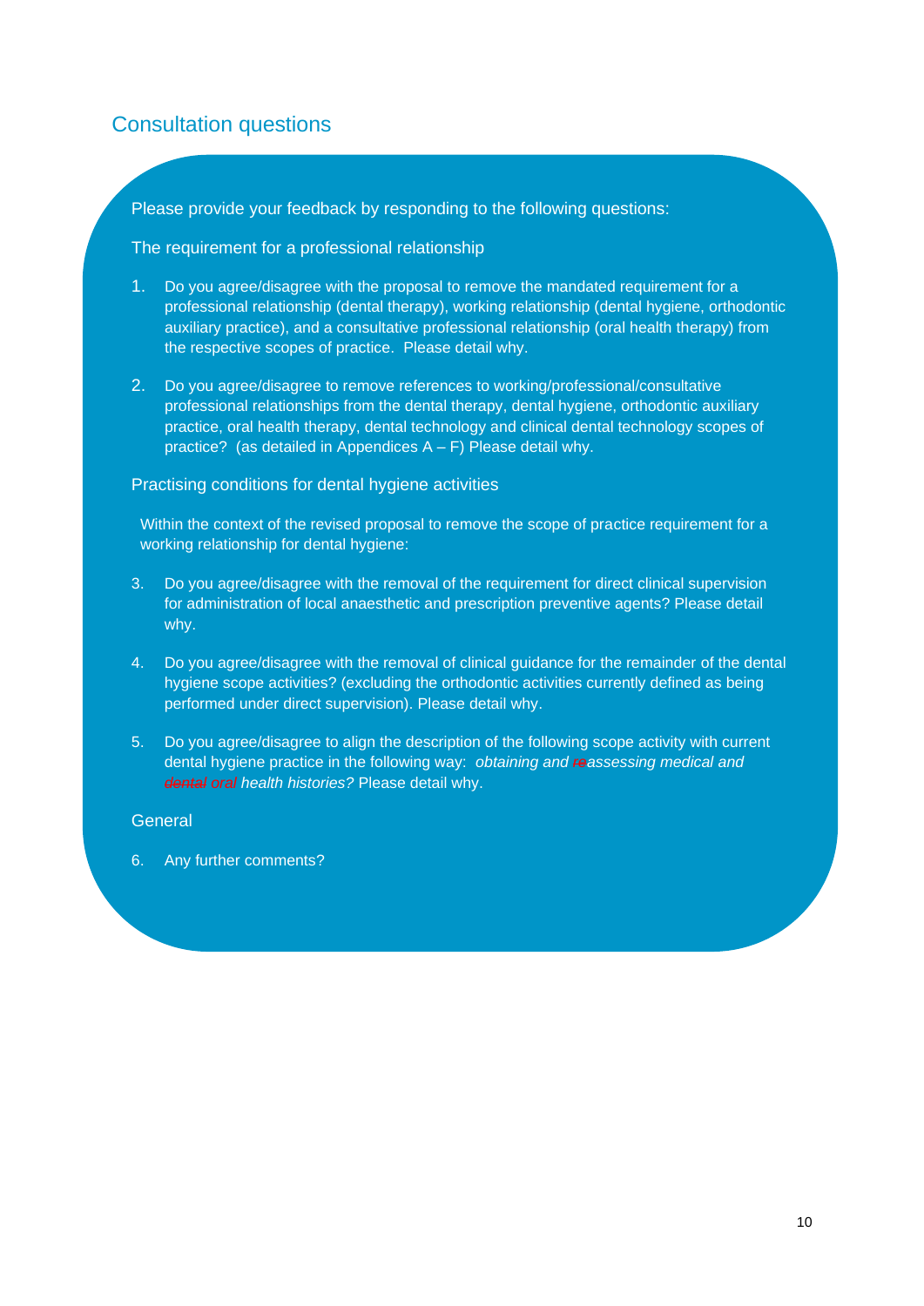## Consultation questions

Please provide your feedback by responding to the following questions:

### The requirement for a professional relationship

1. Do you agree/disagree with the proposal to remove the mandated requirement for a professional relationship (dental therapy), working relationship (dental hygiene, orthodontic auxiliary practice), and a consultative professional relationship (oral health therapy) from the respective scopes of practice. Please detail why.

2. Do you agree/disagree to remove references to working/professional/consultative professional relationships from the dental therapy, dental hygiene, orthodontic auxiliary practice, oral health therapy, dental technology and clinical dental technology scopes of practice? (as detailed in Appendices A – F) Please detail why.

### Practising conditions for dental hygiene activities

Within the context of the revised proposal to remove the scope of practice requirement for a working relationship for dental hygiene:

3. Do you agree/disagree with the removal of the requirement for direct clinical supervision for administration of local anaesthetic and prescription preventive agents? Please detail why.

4. Do you agree/disagree with the removal of clinical guidance for the remainder of the dental hygiene scope activities? (excluding the orthodontic activities currently defined as being performed under direct supervision). Please detail why.

5. Do you agree/disagree to align the description of the following scope activity with current dental hygiene practice in the following way: *obtaining and reassessing medical and dental oral health histories?* Please detail why.

### General

6. Any further comments?